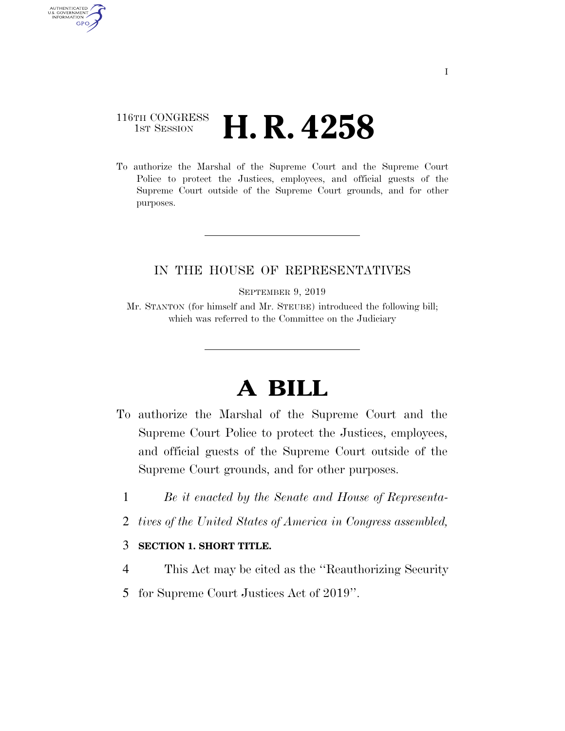116TH CONGRESS
1ST SESSION

# H. R. 4258

To authorize the Marshal of the Supreme Court and the Supreme Court Police to protect the Justices, employees, and official guests of the Supreme Court outside of the Supreme Court grounds, and for other purposes.

---

IN THE HOUSE OF REPRESENTATIVES

SEPTEMBER 9, 2019

Mr. STANTON (for himself and Mr. STEUBE) introduced the following bill; which was referred to the Committee on the Judiciary

---

# A BILL

To authorize the Marshal of the Supreme Court and the Supreme Court Police to protect the Justices, employees, and official guests of the Supreme Court outside of the Supreme Court grounds, and for other purposes.

1 *Be it enacted by the Senate and House of Representa-*
2 *tives of the United States of America in Congress assembled,*

3 **SECTION 1. SHORT TITLE.**

4 This Act may be cited as the ''Reauthorizing Security
5 for Supreme Court Justices Act of 2019''.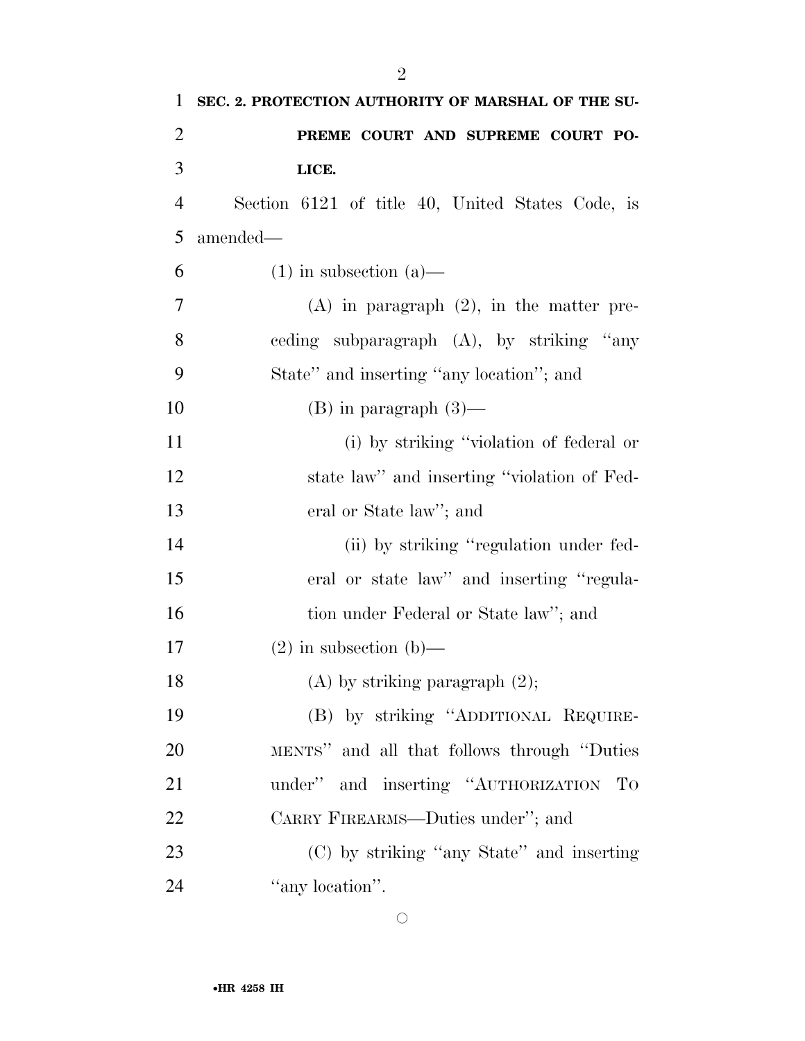**SEC. 2. PROTECTION AUTHORITY OF MARSHAL OF THE SUPREME COURT AND SUPREME COURT POLICE.**

Section 6121 of title 40, United States Code, is amended—

(1) in subsection (a)—

(A) in paragraph (2), in the matter preceding subparagraph (A), by striking "any State" and inserting "any location"; and

(B) in paragraph (3)—

(i) by striking "violation of federal or state law" and inserting "violation of Federal or State law"; and

(ii) by striking "regulation under federal or state law" and inserting "regulation under Federal or State law"; and

(2) in subsection (b)—

(A) by striking paragraph (2);

(B) by striking "ADDITIONAL REQUIREMENTS" and all that follows through "Duties under" and inserting "AUTHORIZATION TO CARRY FIREARMS—Duties under"; and

(C) by striking "any State" and inserting "any location".

○